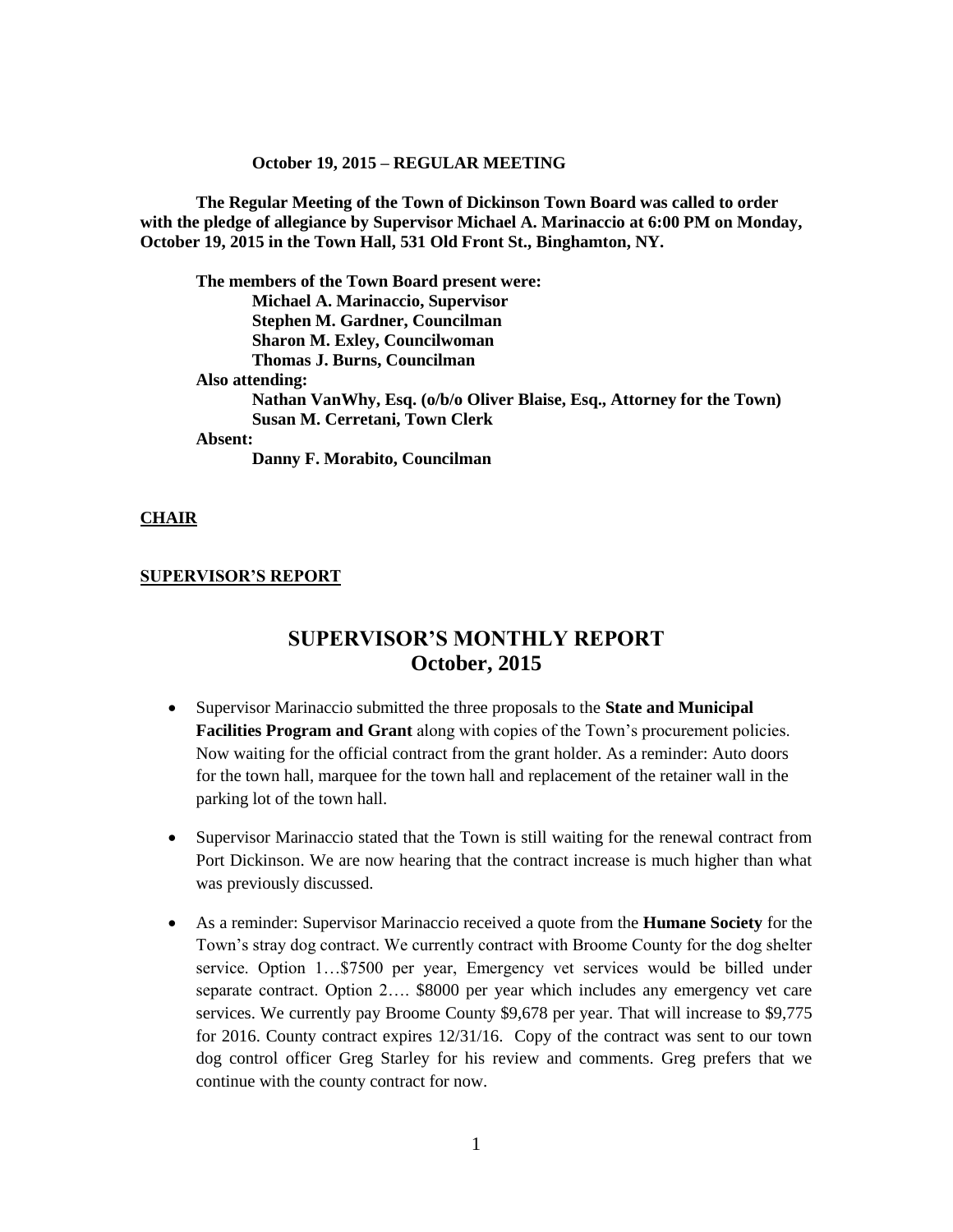**October 19, 2015 – REGULAR MEETING**

**The Regular Meeting of the Town of Dickinson Town Board was called to order with the pledge of allegiance by Supervisor Michael A. Marinaccio at 6:00 PM on Monday, October 19, 2015 in the Town Hall, 531 Old Front St., Binghamton, NY.**

**The members of the Town Board present were:**
**Michael A. Marinaccio, Supervisor**
**Stephen M. Gardner, Councilman**
**Sharon M. Exley, Councilwoman**
**Thomas J. Burns, Councilman**

**Also attending:**
**Nathan VanWhy, Esq. (o/b/o Oliver Blaise, Esq., Attorney for the Town)**
**Susan M. Cerretani, Town Clerk**

**Absent:**
**Danny F. Morabito, Councilman**

**CHAIR**

**SUPERVISOR'S REPORT**

# SUPERVISOR'S MONTHLY REPORT
## October, 2015

- Supervisor Marinaccio submitted the three proposals to the **State and Municipal Facilities Program and Grant** along with copies of the Town's procurement policies. Now waiting for the official contract from the grant holder. As a reminder: Auto doors for the town hall, marquee for the town hall and replacement of the retainer wall in the parking lot of the town hall.

- Supervisor Marinaccio stated that the Town is still waiting for the renewal contract from Port Dickinson. We are now hearing that the contract increase is much higher than what was previously discussed.

- As a reminder: Supervisor Marinaccio received a quote from the **Humane Society** for the Town's stray dog contract. We currently contract with Broome County for the dog shelter service. Option 1…$7500 per year, Emergency vet services would be billed under separate contract. Option 2…. $8000 per year which includes any emergency vet care services. We currently pay Broome County $9,678 per year. That will increase to $9,775 for 2016. County contract expires 12/31/16. Copy of the contract was sent to our town dog control officer Greg Starley for his review and comments. Greg prefers that we continue with the county contract for now.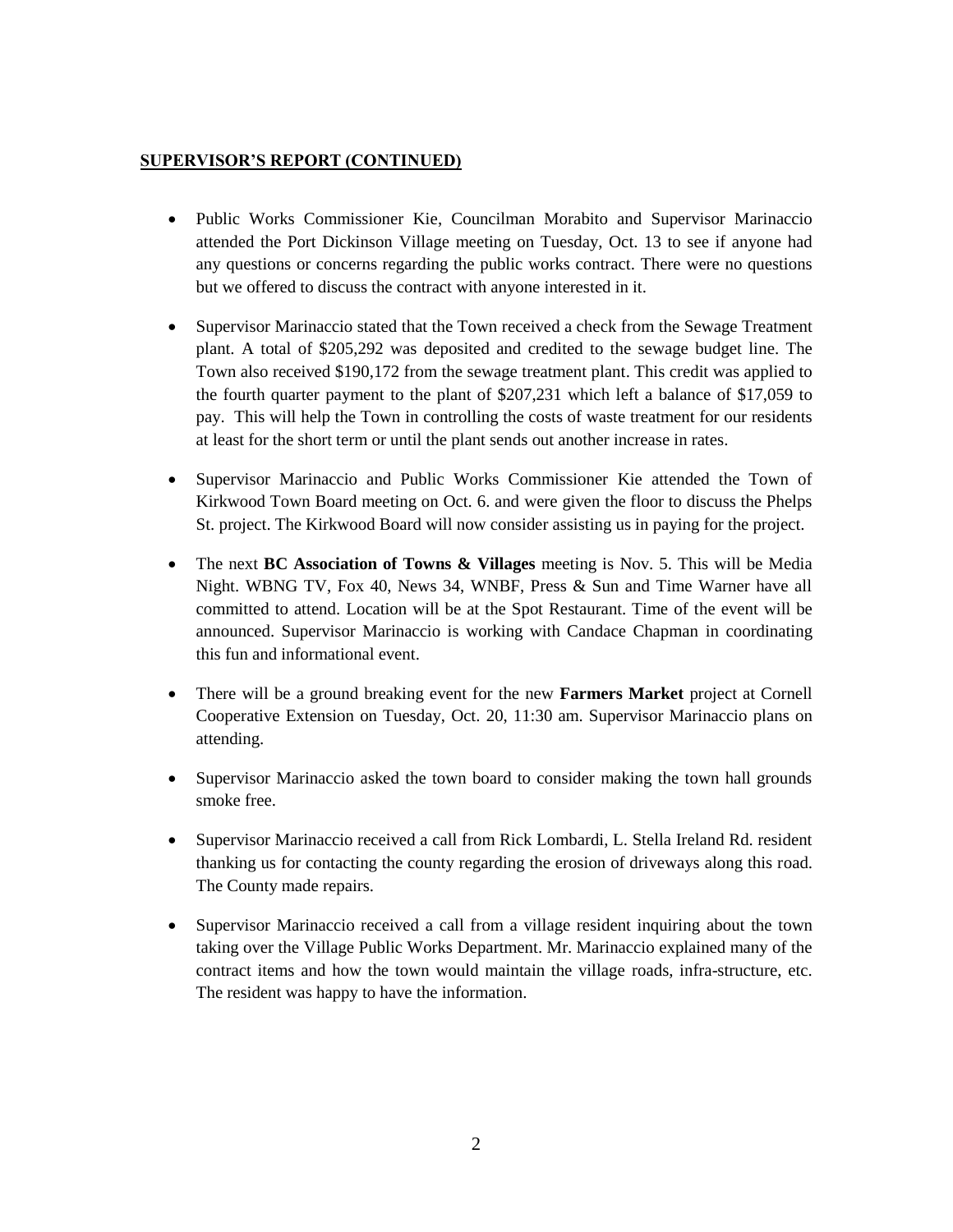**SUPERVISOR'S REPORT (CONTINUED)**

- Public Works Commissioner Kie, Councilman Morabito and Supervisor Marinaccio attended the Port Dickinson Village meeting on Tuesday, Oct. 13 to see if anyone had any questions or concerns regarding the public works contract. There were no questions but we offered to discuss the contract with anyone interested in it.

- Supervisor Marinaccio stated that the Town received a check from the Sewage Treatment plant. A total of $205,292 was deposited and credited to the sewage budget line. The Town also received $190,172 from the sewage treatment plant. This credit was applied to the fourth quarter payment to the plant of $207,231 which left a balance of $17,059 to pay. This will help the Town in controlling the costs of waste treatment for our residents at least for the short term or until the plant sends out another increase in rates.

- Supervisor Marinaccio and Public Works Commissioner Kie attended the Town of Kirkwood Town Board meeting on Oct. 6. and were given the floor to discuss the Phelps St. project. The Kirkwood Board will now consider assisting us in paying for the project.

- The next **BC Association of Towns & Villages** meeting is Nov. 5. This will be Media Night. WBNG TV, Fox 40, News 34, WNBF, Press & Sun and Time Warner have all committed to attend. Location will be at the Spot Restaurant. Time of the event will be announced. Supervisor Marinaccio is working with Candace Chapman in coordinating this fun and informational event.

- There will be a ground breaking event for the new **Farmers Market** project at Cornell Cooperative Extension on Tuesday, Oct. 20, 11:30 am. Supervisor Marinaccio plans on attending.

- Supervisor Marinaccio asked the town board to consider making the town hall grounds smoke free.

- Supervisor Marinaccio received a call from Rick Lombardi, L. Stella Ireland Rd. resident thanking us for contacting the county regarding the erosion of driveways along this road. The County made repairs.

- Supervisor Marinaccio received a call from a village resident inquiring about the town taking over the Village Public Works Department. Mr. Marinaccio explained many of the contract items and how the town would maintain the village roads, infra-structure, etc. The resident was happy to have the information.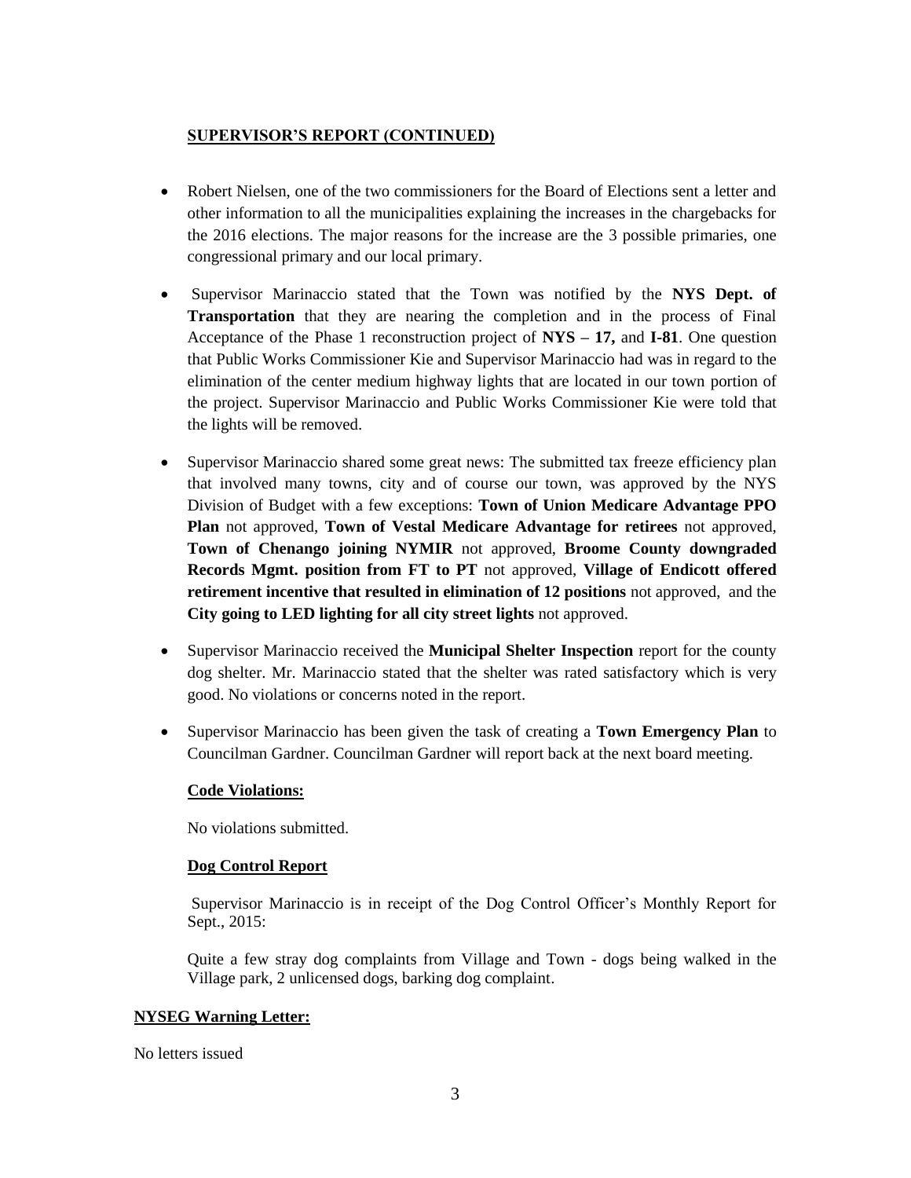**SUPERVISOR'S REPORT (CONTINUED)**

- Robert Nielsen, one of the two commissioners for the Board of Elections sent a letter and other information to all the municipalities explaining the increases in the chargebacks for the 2016 elections. The major reasons for the increase are the 3 possible primaries, one congressional primary and our local primary.

- Supervisor Marinaccio stated that the Town was notified by the **NYS Dept. of Transportation** that they are nearing the completion and in the process of Final Acceptance of the Phase 1 reconstruction project of **NYS – 17,** and **I-81**. One question that Public Works Commissioner Kie and Supervisor Marinaccio had was in regard to the elimination of the center medium highway lights that are located in our town portion of the project. Supervisor Marinaccio and Public Works Commissioner Kie were told that the lights will be removed.

- Supervisor Marinaccio shared some great news: The submitted tax freeze efficiency plan that involved many towns, city and of course our town, was approved by the NYS Division of Budget with a few exceptions: **Town of Union Medicare Advantage PPO Plan** not approved, **Town of Vestal Medicare Advantage for retirees** not approved, **Town of Chenango joining NYMIR** not approved, **Broome County downgraded Records Mgmt. position from FT to PT** not approved, **Village of Endicott offered retirement incentive that resulted in elimination of 12 positions** not approved, and the **City going to LED lighting for all city street lights** not approved.

- Supervisor Marinaccio received the **Municipal Shelter Inspection** report for the county dog shelter. Mr. Marinaccio stated that the shelter was rated satisfactory which is very good. No violations or concerns noted in the report.

- Supervisor Marinaccio has been given the task of creating a **Town Emergency Plan** to Councilman Gardner. Councilman Gardner will report back at the next board meeting.

**Code Violations:**

No violations submitted.

**Dog Control Report**

Supervisor Marinaccio is in receipt of the Dog Control Officer's Monthly Report for Sept., 2015:

Quite a few stray dog complaints from Village and Town - dogs being walked in the Village park, 2 unlicensed dogs, barking dog complaint.

**NYSEG Warning Letter:**

No letters issued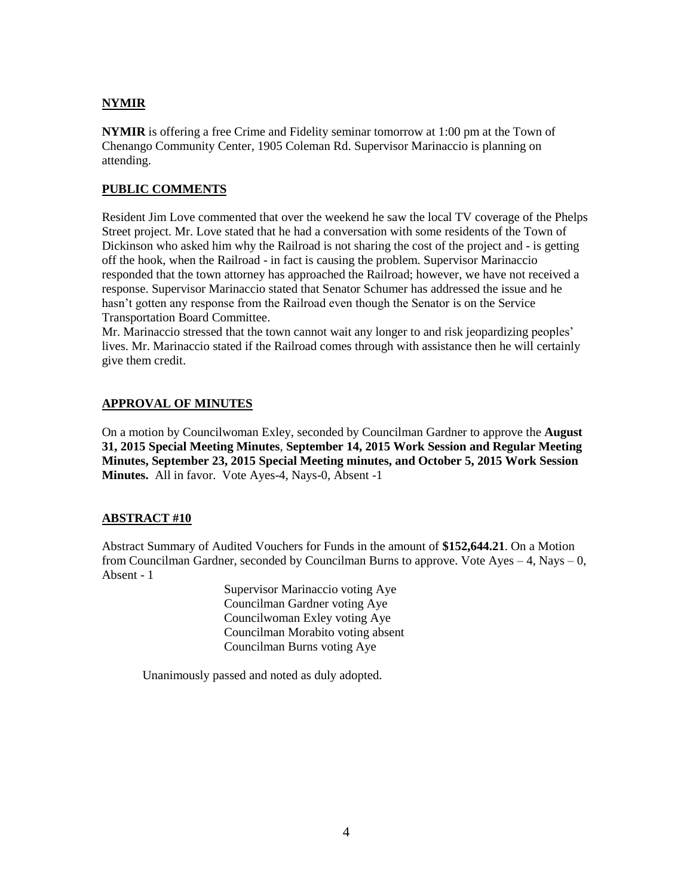## NYMIR

**NYMIR** is offering a free Crime and Fidelity seminar tomorrow at 1:00 pm at the Town of Chenango Community Center, 1905 Coleman Rd. Supervisor Marinaccio is planning on attending.

## PUBLIC COMMENTS

Resident Jim Love commented that over the weekend he saw the local TV coverage of the Phelps Street project. Mr. Love stated that he had a conversation with some residents of the Town of Dickinson who asked him why the Railroad is not sharing the cost of the project and - is getting off the hook, when the Railroad - in fact is causing the problem. Supervisor Marinaccio responded that the town attorney has approached the Railroad; however, we have not received a response. Supervisor Marinaccio stated that Senator Schumer has addressed the issue and he hasn't gotten any response from the Railroad even though the Senator is on the Service Transportation Board Committee.

Mr. Marinaccio stressed that the town cannot wait any longer to and risk jeopardizing peoples' lives. Mr. Marinaccio stated if the Railroad comes through with assistance then he will certainly give them credit.

## APPROVAL OF MINUTES

On a motion by Councilwoman Exley, seconded by Councilman Gardner to approve the **August 31, 2015 Special Meeting Minutes**, **September 14, 2015 Work Session and Regular Meeting Minutes, September 23, 2015 Special Meeting minutes, and October 5, 2015 Work Session Minutes.** All in favor. Vote Ayes-4, Nays-0, Absent -1

## ABSTRACT #10

Abstract Summary of Audited Vouchers for Funds in the amount of **$152,644.21**. On a Motion from Councilman Gardner, seconded by Councilman Burns to approve. Vote Ayes – 4, Nays – 0, Absent - 1

Supervisor Marinaccio voting Aye
Councilman Gardner voting Aye
Councilwoman Exley voting Aye
Councilman Morabito voting absent
Councilman Burns voting Aye

Unanimously passed and noted as duly adopted.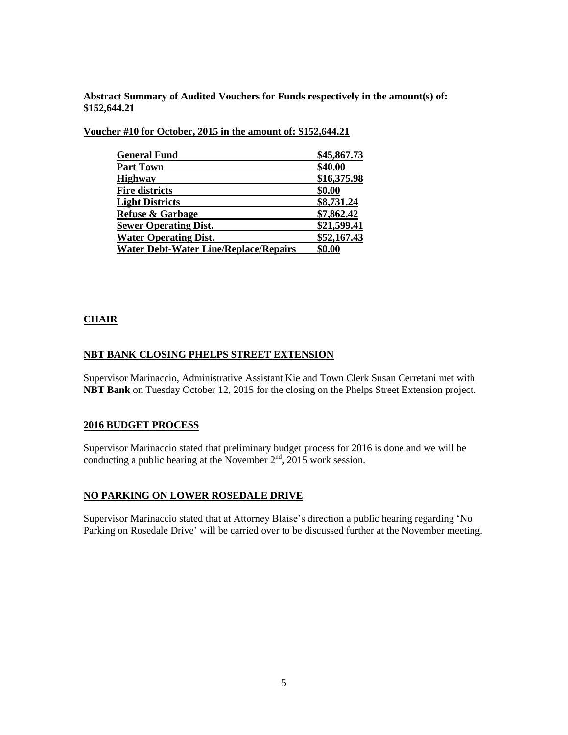**Abstract Summary of Audited Vouchers for Funds respectively in the amount(s) of: $152,644.21**

**Voucher #10 for October, 2015 in the amount of: $152,644.21**

| | |
|---|---|
| **General Fund** | **$45,867.73** |
| **Part Town** | **$40.00** |
| **Highway** | **$16,375.98** |
| **Fire districts** | **$0.00** |
| **Light Districts** | **$8,731.24** |
| **Refuse & Garbage** | **$7,862.42** |
| **Sewer Operating Dist.** | **$21,599.41** |
| **Water Operating Dist.** | **$52,167.43** |
| **Water Debt-Water Line/Replace/Repairs** | **$0.00** |

## CHAIR

### NBT BANK CLOSING PHELPS STREET EXTENSION

Supervisor Marinaccio, Administrative Assistant Kie and Town Clerk Susan Cerretani met with **NBT Bank** on Tuesday October 12, 2015 for the closing on the Phelps Street Extension project.

### 2016 BUDGET PROCESS

Supervisor Marinaccio stated that preliminary budget process for 2016 is done and we will be conducting a public hearing at the November 2nd, 2015 work session.

### NO PARKING ON LOWER ROSEDALE DRIVE

Supervisor Marinaccio stated that at Attorney Blaise's direction a public hearing regarding 'No Parking on Rosedale Drive' will be carried over to be discussed further at the November meeting.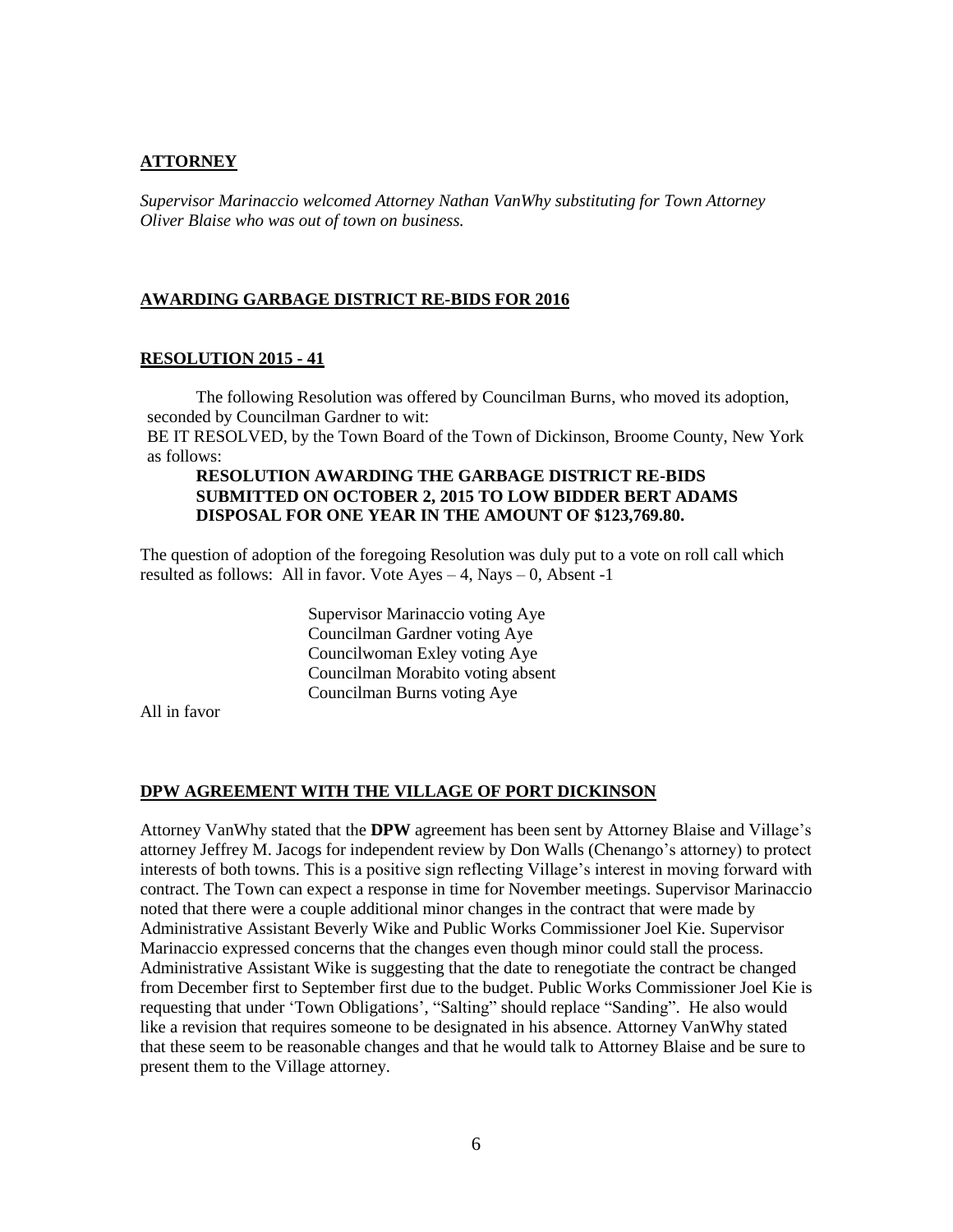**ATTORNEY**

*Supervisor Marinaccio welcomed Attorney Nathan VanWhy substituting for Town Attorney Oliver Blaise who was out of town on business.*

**AWARDING GARBAGE DISTRICT RE-BIDS FOR 2016**

**RESOLUTION 2015 - 41**

The following Resolution was offered by Councilman Burns, who moved its adoption, seconded by Councilman Gardner to wit:

BE IT RESOLVED, by the Town Board of the Town of Dickinson, Broome County, New York as follows:

**RESOLUTION AWARDING THE GARBAGE DISTRICT RE-BIDS SUBMITTED ON OCTOBER 2, 2015 TO LOW BIDDER BERT ADAMS DISPOSAL FOR ONE YEAR IN THE AMOUNT OF $123,769.80.**

The question of adoption of the foregoing Resolution was duly put to a vote on roll call which resulted as follows: All in favor. Vote Ayes – 4, Nays – 0, Absent -1

Supervisor Marinaccio voting Aye
Councilman Gardner voting Aye
Councilwoman Exley voting Aye
Councilman Morabito voting absent
Councilman Burns voting Aye

All in favor

**DPW AGREEMENT WITH THE VILLAGE OF PORT DICKINSON**

Attorney VanWhy stated that the **DPW** agreement has been sent by Attorney Blaise and Village's attorney Jeffrey M. Jacogs for independent review by Don Walls (Chenango's attorney) to protect interests of both towns. This is a positive sign reflecting Village's interest in moving forward with contract. The Town can expect a response in time for November meetings. Supervisor Marinaccio noted that there were a couple additional minor changes in the contract that were made by Administrative Assistant Beverly Wike and Public Works Commissioner Joel Kie. Supervisor Marinaccio expressed concerns that the changes even though minor could stall the process. Administrative Assistant Wike is suggesting that the date to renegotiate the contract be changed from December first to September first due to the budget. Public Works Commissioner Joel Kie is requesting that under 'Town Obligations', "Salting" should replace "Sanding". He also would like a revision that requires someone to be designated in his absence. Attorney VanWhy stated that these seem to be reasonable changes and that he would talk to Attorney Blaise and be sure to present them to the Village attorney.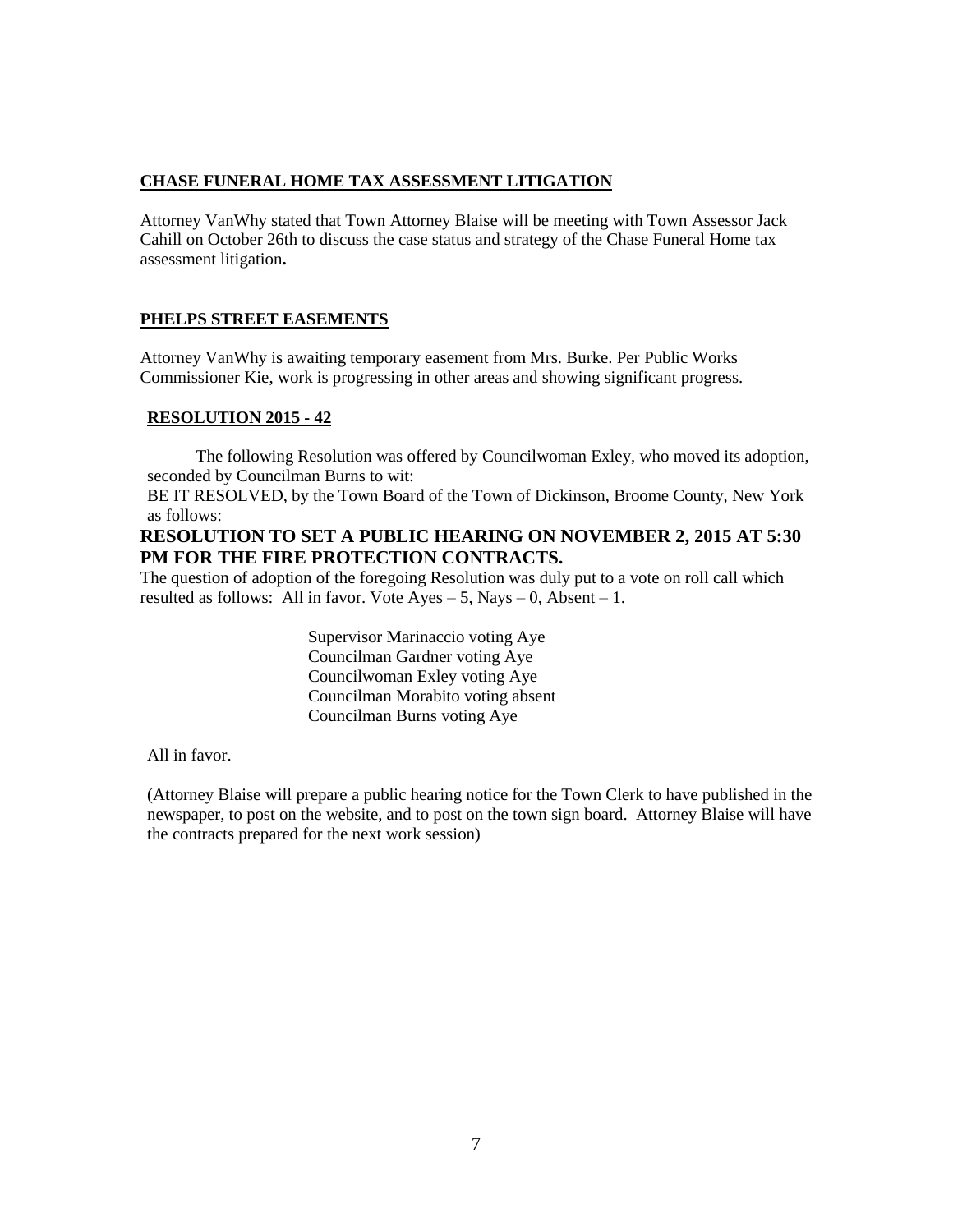**CHASE FUNERAL HOME TAX ASSESSMENT LITIGATION**

Attorney VanWhy stated that Town Attorney Blaise will be meeting with Town Assessor Jack Cahill on October 26th to discuss the case status and strategy of the Chase Funeral Home tax assessment litigation**.**

**PHELPS STREET EASEMENTS**

Attorney VanWhy is awaiting temporary easement from Mrs. Burke. Per Public Works Commissioner Kie, work is progressing in other areas and showing significant progress.

**RESOLUTION 2015 - 42**

The following Resolution was offered by Councilwoman Exley, who moved its adoption, seconded by Councilman Burns to wit:

BE IT RESOLVED, by the Town Board of the Town of Dickinson, Broome County, New York as follows:

**RESOLUTION TO SET A PUBLIC HEARING ON NOVEMBER 2, 2015 AT 5:30 PM FOR THE FIRE PROTECTION CONTRACTS.**

The question of adoption of the foregoing Resolution was duly put to a vote on roll call which resulted as follows: All in favor. Vote Ayes – 5, Nays – 0, Absent – 1.

Supervisor Marinaccio voting Aye
Councilman Gardner voting Aye
Councilwoman Exley voting Aye
Councilman Morabito voting absent
Councilman Burns voting Aye

All in favor.

(Attorney Blaise will prepare a public hearing notice for the Town Clerk to have published in the newspaper, to post on the website, and to post on the town sign board. Attorney Blaise will have the contracts prepared for the next work session)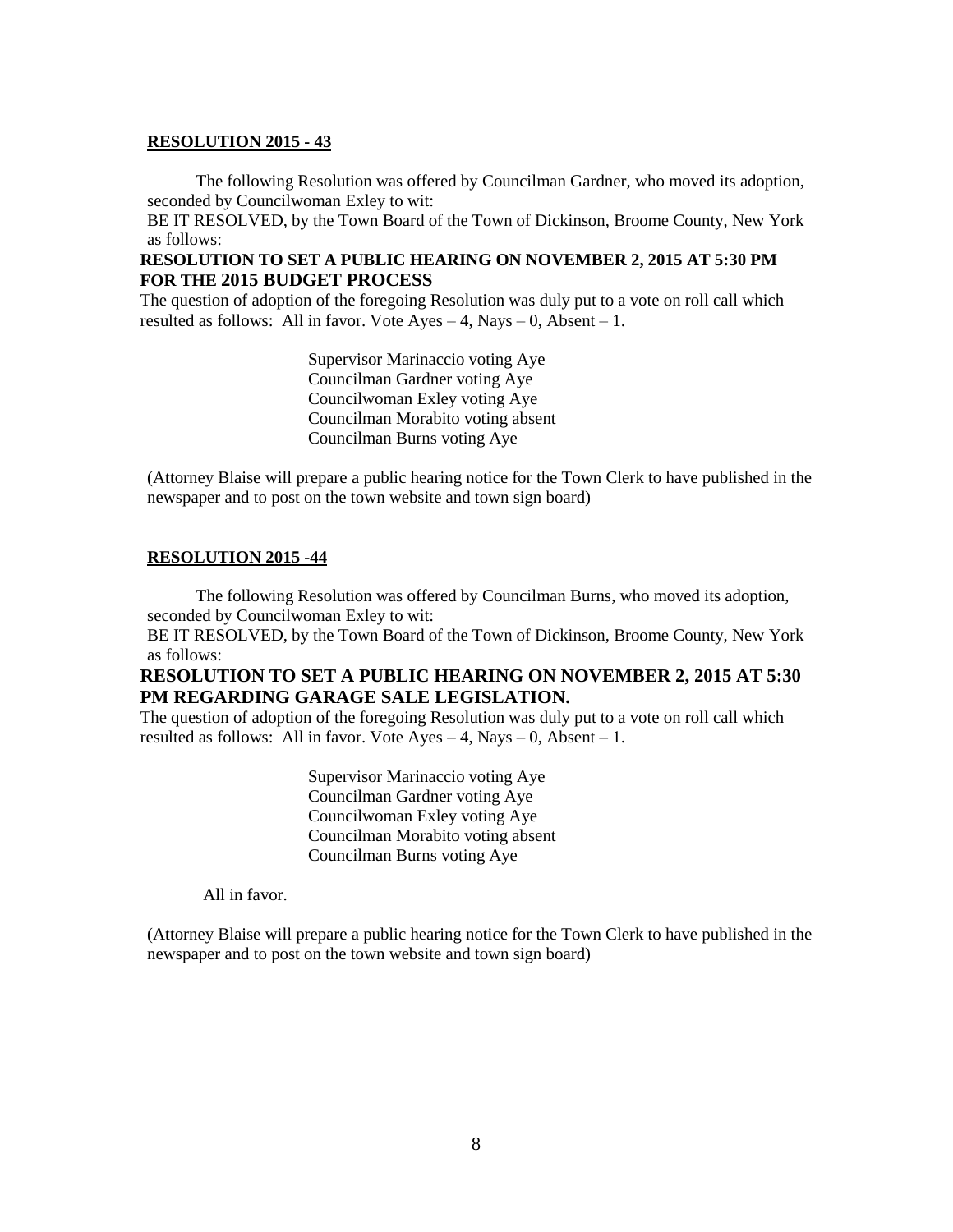**RESOLUTION 2015 - 43**

The following Resolution was offered by Councilman Gardner, who moved its adoption, seconded by Councilwoman Exley to wit:

BE IT RESOLVED, by the Town Board of the Town of Dickinson, Broome County, New York as follows:

**RESOLUTION TO SET A PUBLIC HEARING ON NOVEMBER 2, 2015 AT 5:30 PM FOR THE 2015 BUDGET PROCESS**

The question of adoption of the foregoing Resolution was duly put to a vote on roll call which resulted as follows: All in favor. Vote Ayes – 4, Nays – 0, Absent – 1.

Supervisor Marinaccio voting Aye
Councilman Gardner voting Aye
Councilwoman Exley voting Aye
Councilman Morabito voting absent
Councilman Burns voting Aye

(Attorney Blaise will prepare a public hearing notice for the Town Clerk to have published in the newspaper and to post on the town website and town sign board)

**RESOLUTION 2015 -44**

The following Resolution was offered by Councilman Burns, who moved its adoption, seconded by Councilwoman Exley to wit:

BE IT RESOLVED, by the Town Board of the Town of Dickinson, Broome County, New York as follows:

**RESOLUTION TO SET A PUBLIC HEARING ON NOVEMBER 2, 2015 AT 5:30 PM REGARDING GARAGE SALE LEGISLATION.**

The question of adoption of the foregoing Resolution was duly put to a vote on roll call which resulted as follows: All in favor. Vote Ayes – 4, Nays – 0, Absent – 1.

Supervisor Marinaccio voting Aye
Councilman Gardner voting Aye
Councilwoman Exley voting Aye
Councilman Morabito voting absent
Councilman Burns voting Aye

All in favor.

(Attorney Blaise will prepare a public hearing notice for the Town Clerk to have published in the newspaper and to post on the town website and town sign board)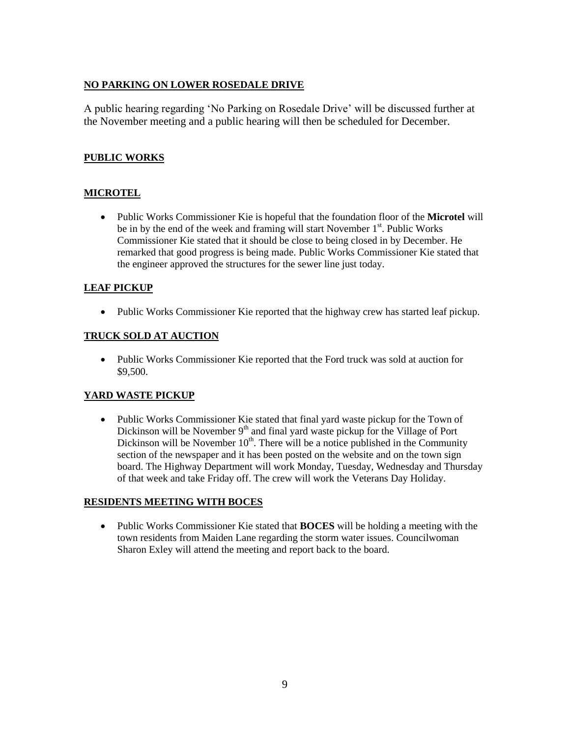**NO PARKING ON LOWER ROSEDALE DRIVE**

A public hearing regarding 'No Parking on Rosedale Drive' will be discussed further at the November meeting and a public hearing will then be scheduled for December.

**PUBLIC WORKS**

**MICROTEL**

- Public Works Commissioner Kie is hopeful that the foundation floor of the **Microtel** will be in by the end of the week and framing will start November 1st. Public Works Commissioner Kie stated that it should be close to being closed in by December. He remarked that good progress is being made. Public Works Commissioner Kie stated that the engineer approved the structures for the sewer line just today.

**LEAF PICKUP**

- Public Works Commissioner Kie reported that the highway crew has started leaf pickup.

**TRUCK SOLD AT AUCTION**

- Public Works Commissioner Kie reported that the Ford truck was sold at auction for $9,500.

**YARD WASTE PICKUP**

- Public Works Commissioner Kie stated that final yard waste pickup for the Town of Dickinson will be November 9th and final yard waste pickup for the Village of Port Dickinson will be November 10th. There will be a notice published in the Community section of the newspaper and it has been posted on the website and on the town sign board. The Highway Department will work Monday, Tuesday, Wednesday and Thursday of that week and take Friday off. The crew will work the Veterans Day Holiday.

**RESIDENTS MEETING WITH BOCES**

- Public Works Commissioner Kie stated that **BOCES** will be holding a meeting with the town residents from Maiden Lane regarding the storm water issues. Councilwoman Sharon Exley will attend the meeting and report back to the board.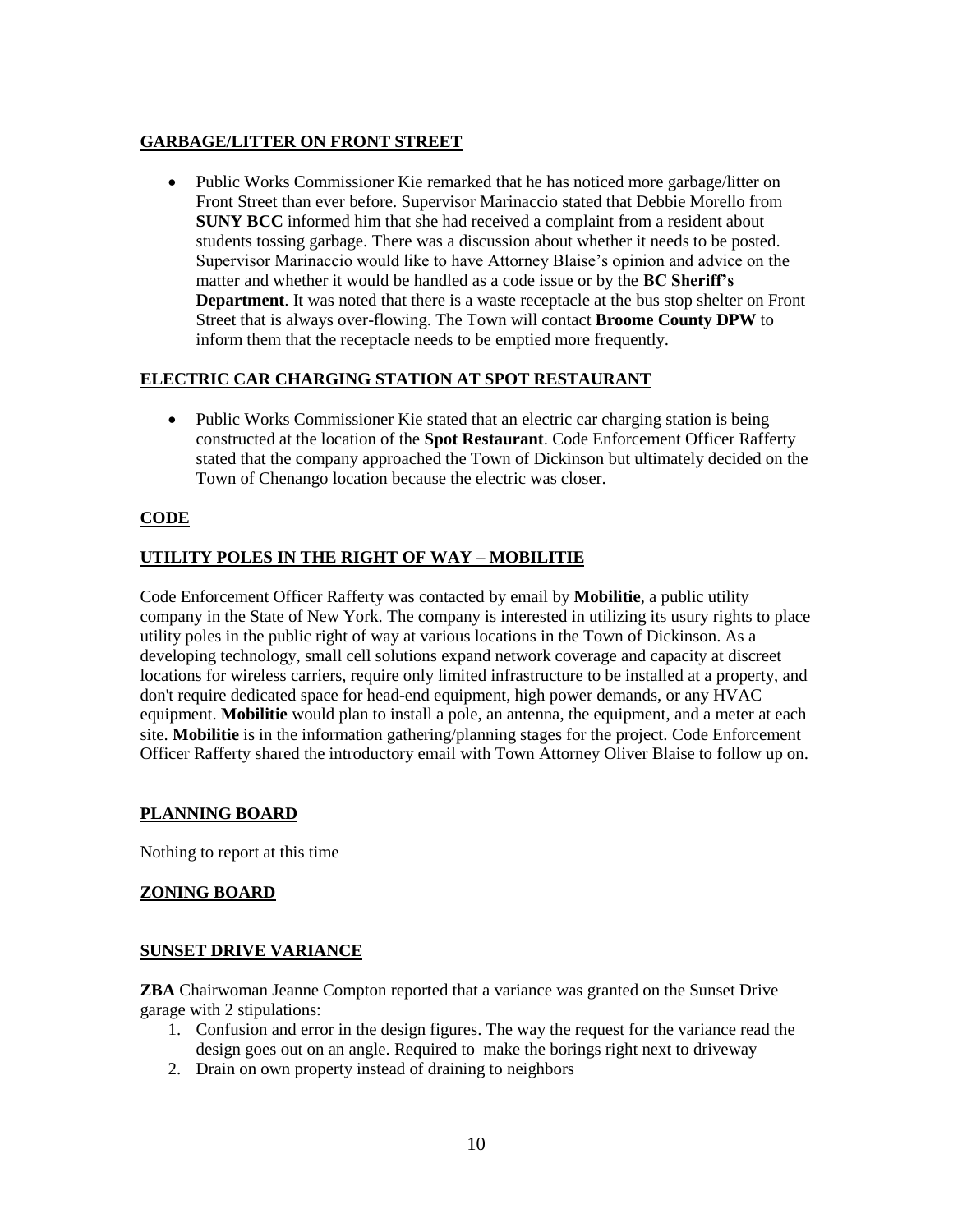## GARBAGE/LITTER ON FRONT STREET

- Public Works Commissioner Kie remarked that he has noticed more garbage/litter on Front Street than ever before. Supervisor Marinaccio stated that Debbie Morello from **SUNY BCC** informed him that she had received a complaint from a resident about students tossing garbage. There was a discussion about whether it needs to be posted. Supervisor Marinaccio would like to have Attorney Blaise's opinion and advice on the matter and whether it would be handled as a code issue or by the **BC Sheriff's Department**. It was noted that there is a waste receptacle at the bus stop shelter on Front Street that is always over-flowing. The Town will contact **Broome County DPW** to inform them that the receptacle needs to be emptied more frequently.

## ELECTRIC CAR CHARGING STATION AT SPOT RESTAURANT

- Public Works Commissioner Kie stated that an electric car charging station is being constructed at the location of the **Spot Restaurant**. Code Enforcement Officer Rafferty stated that the company approached the Town of Dickinson but ultimately decided on the Town of Chenango location because the electric was closer.

## CODE

## UTILITY POLES IN THE RIGHT OF WAY – MOBILITIE

Code Enforcement Officer Rafferty was contacted by email by **Mobilitie**, a public utility company in the State of New York. The company is interested in utilizing its usury rights to place utility poles in the public right of way at various locations in the Town of Dickinson. As a developing technology, small cell solutions expand network coverage and capacity at discreet locations for wireless carriers, require only limited infrastructure to be installed at a property, and don't require dedicated space for head-end equipment, high power demands, or any HVAC equipment. **Mobilitie** would plan to install a pole, an antenna, the equipment, and a meter at each site. **Mobilitie** is in the information gathering/planning stages for the project. Code Enforcement Officer Rafferty shared the introductory email with Town Attorney Oliver Blaise to follow up on.

## PLANNING BOARD

Nothing to report at this time

## ZONING BOARD

## SUNSET DRIVE VARIANCE

**ZBA** Chairwoman Jeanne Compton reported that a variance was granted on the Sunset Drive garage with 2 stipulations:

1. Confusion and error in the design figures. The way the request for the variance read the design goes out on an angle. Required to make the borings right next to driveway
2. Drain on own property instead of draining to neighbors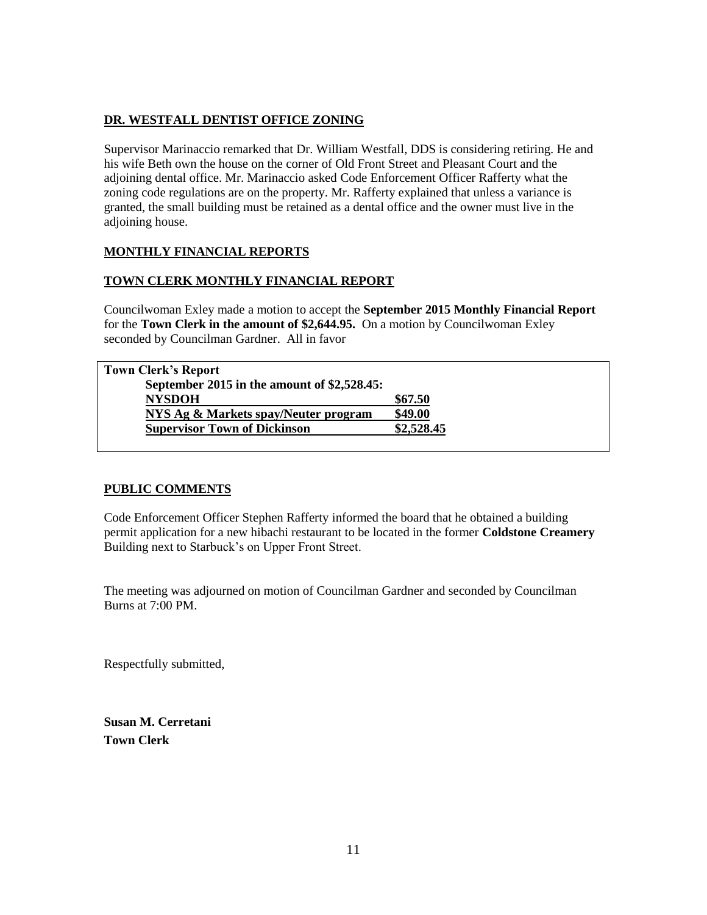## DR. WESTFALL DENTIST OFFICE ZONING

Supervisor Marinaccio remarked that Dr. William Westfall, DDS is considering retiring. He and his wife Beth own the house on the corner of Old Front Street and Pleasant Court and the adjoining dental office. Mr. Marinaccio asked Code Enforcement Officer Rafferty what the zoning code regulations are on the property. Mr. Rafferty explained that unless a variance is granted, the small building must be retained as a dental office and the owner must live in the adjoining house.

## MONTHLY FINANCIAL REPORTS

## TOWN CLERK MONTHLY FINANCIAL REPORT

Councilwoman Exley made a motion to accept the **September 2015 Monthly Financial Report** for the **Town Clerk in the amount of $2,644.95.** On a motion by Councilwoman Exley seconded by Councilman Gardner. All in favor

| | |
|---|---|
| **Town Clerk's Report** | |
| **September 2015 in the amount of $2,528.45:** | |
| **NYSDOH** | **$67.50** |
| **NYS Ag & Markets spay/Neuter program** | **$49.00** |
| **Supervisor Town of Dickinson** | **$2,528.45** |

## PUBLIC COMMENTS

Code Enforcement Officer Stephen Rafferty informed the board that he obtained a building permit application for a new hibachi restaurant to be located in the former **Coldstone Creamery** Building next to Starbuck's on Upper Front Street.

The meeting was adjourned on motion of Councilman Gardner and seconded by Councilman Burns at 7:00 PM.

Respectfully submitted,

**Susan M. Cerretani**
**Town Clerk**